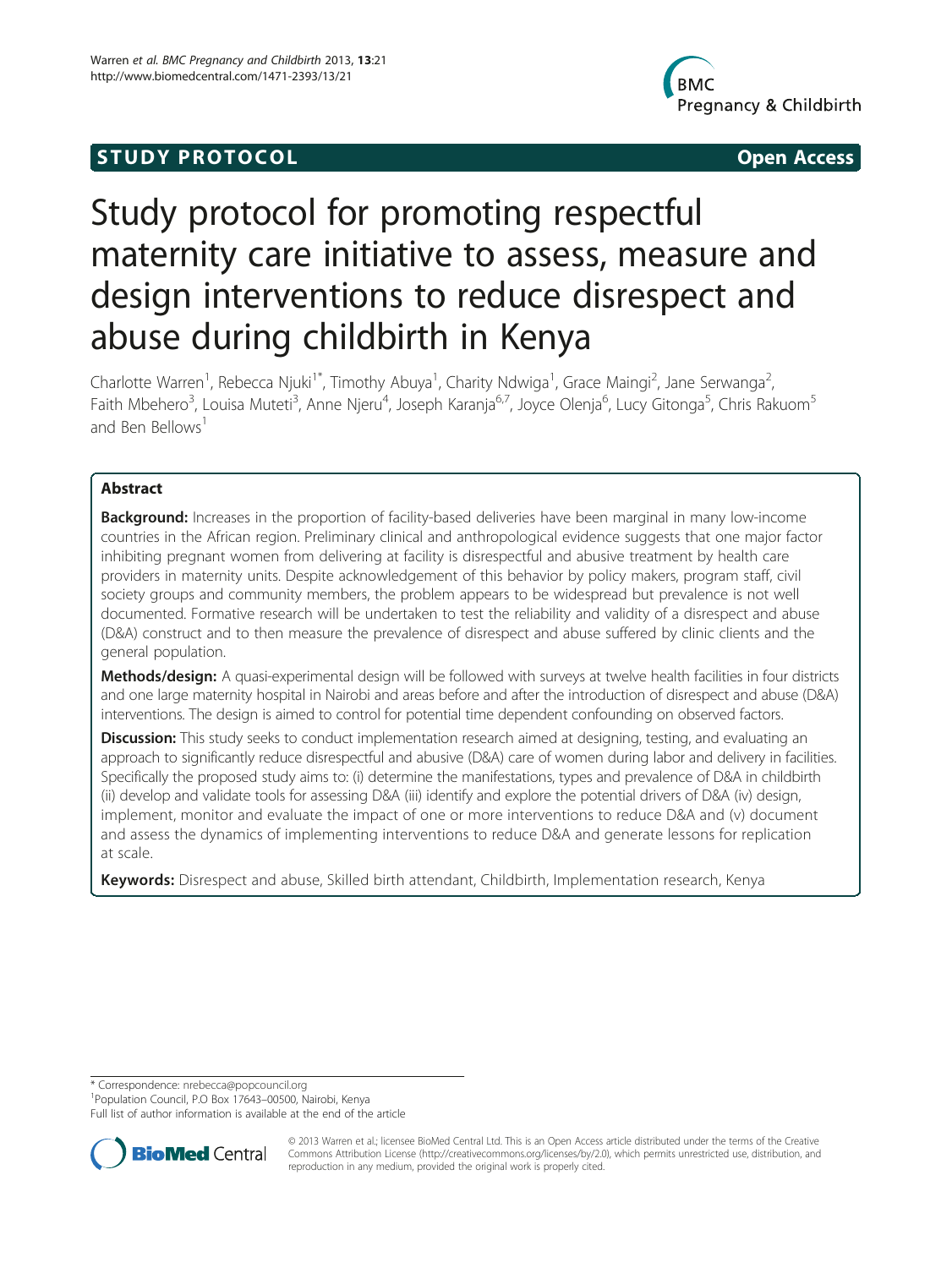STUDY PROTOCOL Open Access

# Study protocol for promoting respectful maternity care initiative to assess, measure and design interventions to reduce disrespect and abuse during childbirth in Kenya

Charlotte Warren[1], Rebecca Njuki[1*], Timothy Abuya[1], Charity Ndwiga[1], Grace Maingi[2], Jane Serwanga[2], Faith Mbehero[3], Louisa Muteti[3], Anne Njeru[4], Joseph Karanja[6,7], Joyce Olenja[6], Lucy Gitonga[5], Chris Rakuom[5] and Ben Bellows[1]

## Abstract

**Background:** Increases in the proportion of facility-based deliveries have been marginal in many low-income countries in the African region. Preliminary clinical and anthropological evidence suggests that one major factor inhibiting pregnant women from delivering at facility is disrespectful and abusive treatment by health care providers in maternity units. Despite acknowledgement of this behavior by policy makers, program staff, civil society groups and community members, the problem appears to be widespread but prevalence is not well documented. Formative research will be undertaken to test the reliability and validity of a disrespect and abuse (D&A) construct and to then measure the prevalence of disrespect and abuse suffered by clinic clients and the general population.

**Methods/design:** A quasi-experimental design will be followed with surveys at twelve health facilities in four districts and one large maternity hospital in Nairobi and areas before and after the introduction of disrespect and abuse (D&A) interventions. The design is aimed to control for potential time dependent confounding on observed factors.

**Discussion:** This study seeks to conduct implementation research aimed at designing, testing, and evaluating an approach to significantly reduce disrespectful and abusive (D&A) care of women during labor and delivery in facilities. Specifically the proposed study aims to: (i) determine the manifestations, types and prevalence of D&A in childbirth (ii) develop and validate tools for assessing D&A (iii) identify and explore the potential drivers of D&A (iv) design, implement, monitor and evaluate the impact of one or more interventions to reduce D&A and (v) document and assess the dynamics of implementing interventions to reduce D&A and generate lessons for replication at scale.

**Keywords:** Disrespect and abuse, Skilled birth attendant, Childbirth, Implementation research, Kenya

---

\* Correspondence: nrebecca@popcouncil.org
[1]Population Council, P.O Box 17643–00500, Nairobi, Kenya
Full list of author information is available at the end of the article

© 2013 Warren et al.; licensee BioMed Central Ltd. This is an Open Access article distributed under the terms of the Creative Commons Attribution License (http://creativecommons.org/licenses/by/2.0), which permits unrestricted use, distribution, and reproduction in any medium, provided the original work is properly cited.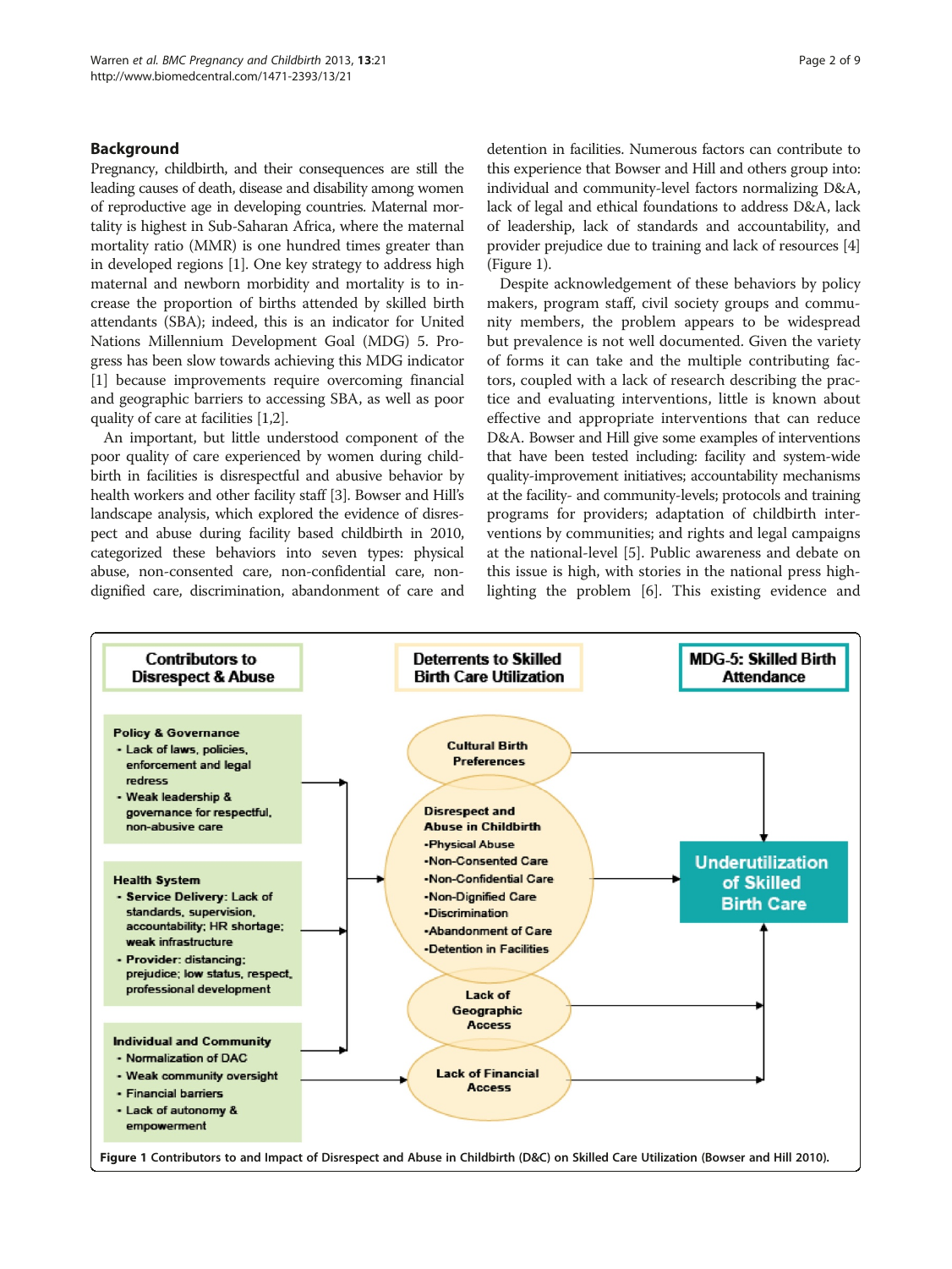## Background

Pregnancy, childbirth, and their consequences are still the leading causes of death, disease and disability among women of reproductive age in developing countries. Maternal mortality is highest in Sub-Saharan Africa, where the maternal mortality ratio (MMR) is one hundred times greater than in developed regions [1]. One key strategy to address high maternal and newborn morbidity and mortality is to increase the proportion of births attended by skilled birth attendants (SBA); indeed, this is an indicator for United Nations Millennium Development Goal (MDG) 5. Progress has been slow towards achieving this MDG indicator [1] because improvements require overcoming financial and geographic barriers to accessing SBA, as well as poor quality of care at facilities [1,2].

An important, but little understood component of the poor quality of care experienced by women during childbirth in facilities is disrespectful and abusive behavior by health workers and other facility staff [3]. Bowser and Hill's landscape analysis, which explored the evidence of disrespect and abuse during facility based childbirth in 2010, categorized these behaviors into seven types: physical abuse, non-consented care, non-confidential care, non-dignified care, discrimination, abandonment of care and detention in facilities. Numerous factors can contribute to this experience that Bowser and Hill and others group into: individual and community-level factors normalizing D&A, lack of legal and ethical foundations to address D&A, lack of leadership, lack of standards and accountability, and provider prejudice due to training and lack of resources [4] (Figure 1).

Despite acknowledgement of these behaviors by policy makers, program staff, civil society groups and community members, the problem appears to be widespread but prevalence is not well documented. Given the variety of forms it can take and the multiple contributing factors, coupled with a lack of research describing the practice and evaluating interventions, little is known about effective and appropriate interventions that can reduce D&A. Bowser and Hill give some examples of interventions that have been tested including: facility and system-wide quality-improvement initiatives; accountability mechanisms at the facility- and community-levels; protocols and training programs for providers; adaptation of childbirth interventions by communities; and rights and legal campaigns at the national-level [5]. Public awareness and debate on this issue is high, with stories in the national press highlighting the problem [6]. This existing evidence and

**Figure 1** Contributors to and Impact of Disrespect and Abuse in Childbirth (D&C) on Skilled Care Utilization (Bowser and Hill 2010).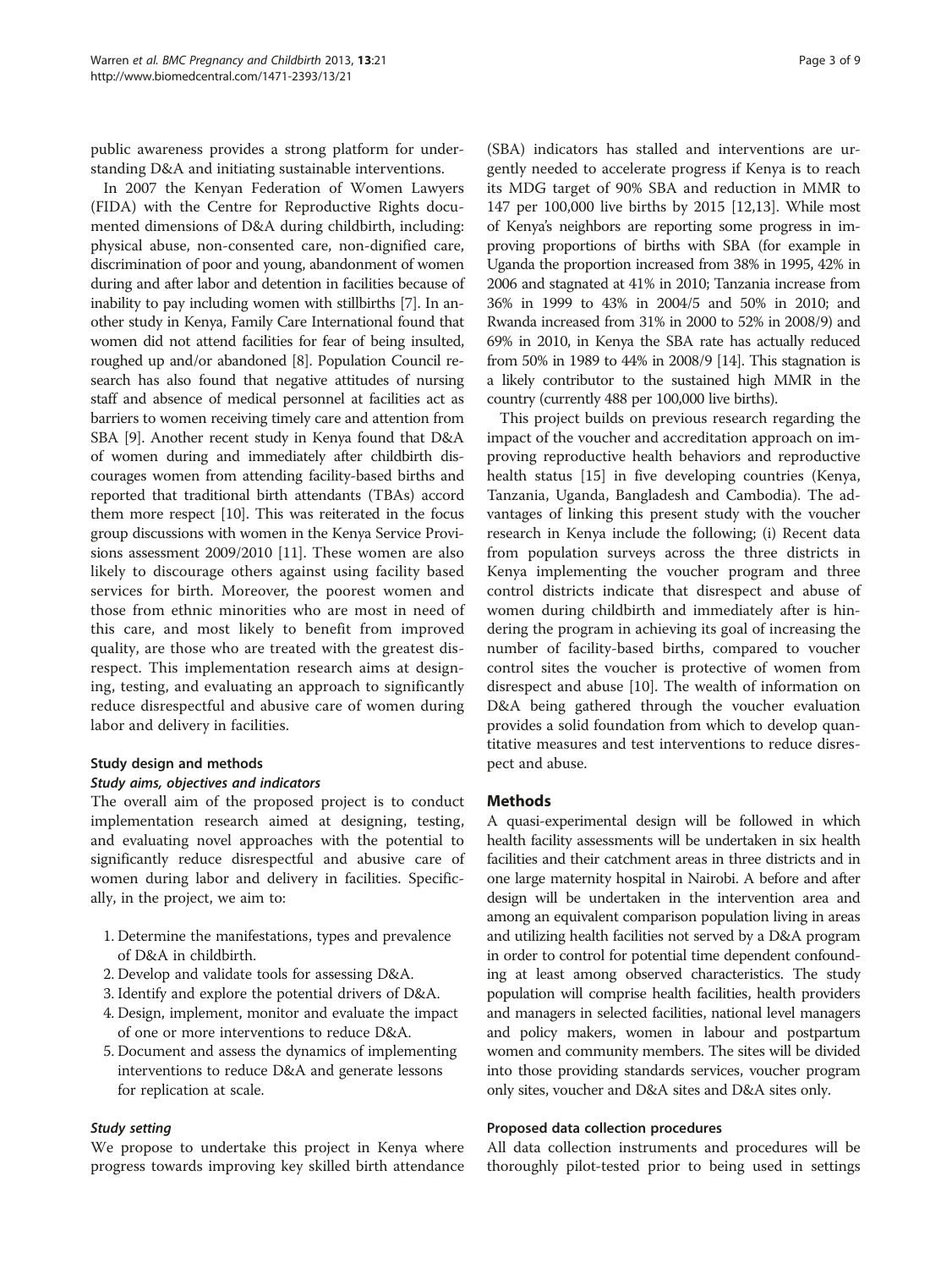public awareness provides a strong platform for understanding D&A and initiating sustainable interventions.

In 2007 the Kenyan Federation of Women Lawyers (FIDA) with the Centre for Reproductive Rights documented dimensions of D&A during childbirth, including: physical abuse, non-consented care, non-dignified care, discrimination of poor and young, abandonment of women during and after labor and detention in facilities because of inability to pay including women with stillbirths [7]. In another study in Kenya, Family Care International found that women did not attend facilities for fear of being insulted, roughed up and/or abandoned [8]. Population Council research has also found that negative attitudes of nursing staff and absence of medical personnel at facilities act as barriers to women receiving timely care and attention from SBA [9]. Another recent study in Kenya found that D&A of women during and immediately after childbirth discourages women from attending facility-based births and reported that traditional birth attendants (TBAs) accord them more respect [10]. This was reiterated in the focus group discussions with women in the Kenya Service Provisions assessment 2009/2010 [11]. These women are also likely to discourage others against using facility based services for birth. Moreover, the poorest women and those from ethnic minorities who are most in need of this care, and most likely to benefit from improved quality, are those who are treated with the greatest disrespect. This implementation research aims at designing, testing, and evaluating an approach to significantly reduce disrespectful and abusive care of women during labor and delivery in facilities.

## Study design and methods

### *Study aims, objectives and indicators*

The overall aim of the proposed project is to conduct implementation research aimed at designing, testing, and evaluating novel approaches with the potential to significantly reduce disrespectful and abusive care of women during labor and delivery in facilities. Specifically, in the project, we aim to:

1. Determine the manifestations, types and prevalence of D&A in childbirth.
2. Develop and validate tools for assessing D&A.
3. Identify and explore the potential drivers of D&A.
4. Design, implement, monitor and evaluate the impact of one or more interventions to reduce D&A.
5. Document and assess the dynamics of implementing interventions to reduce D&A and generate lessons for replication at scale.

### *Study setting*

We propose to undertake this project in Kenya where progress towards improving key skilled birth attendance (SBA) indicators has stalled and interventions are urgently needed to accelerate progress if Kenya is to reach its MDG target of 90% SBA and reduction in MMR to 147 per 100,000 live births by 2015 [12,13]. While most of Kenya's neighbors are reporting some progress in improving proportions of births with SBA (for example in Uganda the proportion increased from 38% in 1995, 42% in 2006 and stagnated at 41% in 2010; Tanzania increase from 36% in 1999 to 43% in 2004/5 and 50% in 2010; and Rwanda increased from 31% in 2000 to 52% in 2008/9) and 69% in 2010, in Kenya the SBA rate has actually reduced from 50% in 1989 to 44% in 2008/9 [14]. This stagnation is a likely contributor to the sustained high MMR in the country (currently 488 per 100,000 live births).

This project builds on previous research regarding the impact of the voucher and accreditation approach on improving reproductive health behaviors and reproductive health status [15] in five developing countries (Kenya, Tanzania, Uganda, Bangladesh and Cambodia). The advantages of linking this present study with the voucher research in Kenya include the following; (i) Recent data from population surveys across the three districts in Kenya implementing the voucher program and three control districts indicate that disrespect and abuse of women during childbirth and immediately after is hindering the program in achieving its goal of increasing the number of facility-based births, compared to voucher control sites the voucher is protective of women from disrespect and abuse [10]. The wealth of information on D&A being gathered through the voucher evaluation provides a solid foundation from which to develop quantitative measures and test interventions to reduce disrespect and abuse.

## Methods

A quasi-experimental design will be followed in which health facility assessments will be undertaken in six health facilities and their catchment areas in three districts and in one large maternity hospital in Nairobi. A before and after design will be undertaken in the intervention area and among an equivalent comparison population living in areas and utilizing health facilities not served by a D&A program in order to control for potential time dependent confounding at least among observed characteristics. The study population will comprise health facilities, health providers and managers in selected facilities, national level managers and policy makers, women in labour and postpartum women and community members. The sites will be divided into those providing standards services, voucher program only sites, voucher and D&A sites and D&A sites only.

### Proposed data collection procedures

All data collection instruments and procedures will be thoroughly pilot-tested prior to being used in settings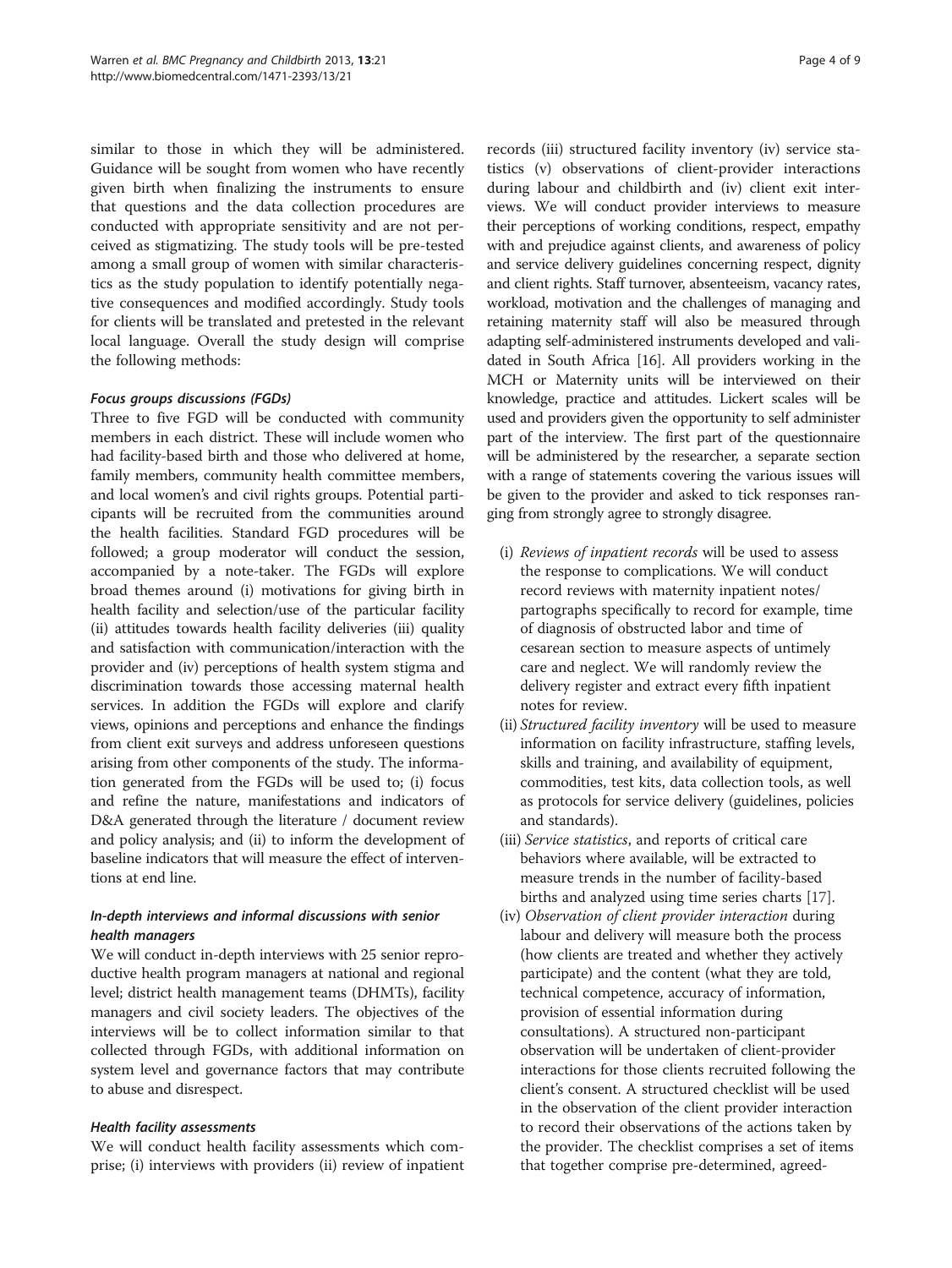similar to those in which they will be administered. Guidance will be sought from women who have recently given birth when finalizing the instruments to ensure that questions and the data collection procedures are conducted with appropriate sensitivity and are not perceived as stigmatizing. The study tools will be pre-tested among a small group of women with similar characteristics as the study population to identify potentially negative consequences and modified accordingly. Study tools for clients will be translated and pretested in the relevant local language. Overall the study design will comprise the following methods:

#### *Focus groups discussions (FGDs)*

Three to five FGD will be conducted with community members in each district. These will include women who had facility-based birth and those who delivered at home, family members, community health committee members, and local women's and civil rights groups. Potential participants will be recruited from the communities around the health facilities. Standard FGD procedures will be followed; a group moderator will conduct the session, accompanied by a note-taker. The FGDs will explore broad themes around (i) motivations for giving birth in health facility and selection/use of the particular facility (ii) attitudes towards health facility deliveries (iii) quality and satisfaction with communication/interaction with the provider and (iv) perceptions of health system stigma and discrimination towards those accessing maternal health services. In addition the FGDs will explore and clarify views, opinions and perceptions and enhance the findings from client exit surveys and address unforeseen questions arising from other components of the study. The information generated from the FGDs will be used to; (i) focus and refine the nature, manifestations and indicators of D&A generated through the literature / document review and policy analysis; and (ii) to inform the development of baseline indicators that will measure the effect of interventions at end line.

#### *In-depth interviews and informal discussions with senior health managers*

We will conduct in-depth interviews with 25 senior reproductive health program managers at national and regional level; district health management teams (DHMTs), facility managers and civil society leaders. The objectives of the interviews will be to collect information similar to that collected through FGDs, with additional information on system level and governance factors that may contribute to abuse and disrespect.

#### *Health facility assessments*

We will conduct health facility assessments which comprise; (i) interviews with providers (ii) review of inpatient records (iii) structured facility inventory (iv) service statistics (v) observations of client-provider interactions during labour and childbirth and (iv) client exit interviews. We will conduct provider interviews to measure their perceptions of working conditions, respect, empathy with and prejudice against clients, and awareness of policy and service delivery guidelines concerning respect, dignity and client rights. Staff turnover, absenteeism, vacancy rates, workload, motivation and the challenges of managing and retaining maternity staff will also be measured through adapting self-administered instruments developed and validated in South Africa [16]. All providers working in the MCH or Maternity units will be interviewed on their knowledge, practice and attitudes. Lickert scales will be used and providers given the opportunity to self administer part of the interview. The first part of the questionnaire will be administered by the researcher, a separate section with a range of statements covering the various issues will be given to the provider and asked to tick responses ranging from strongly agree to strongly disagree.

- (i) *Reviews of inpatient records* will be used to assess the response to complications. We will conduct record reviews with maternity inpatient notes/ partographs specifically to record for example, time of diagnosis of obstructed labor and time of cesarean section to measure aspects of untimely care and neglect. We will randomly review the delivery register and extract every fifth inpatient notes for review.
- (ii) *Structured facility inventory* will be used to measure information on facility infrastructure, staffing levels, skills and training, and availability of equipment, commodities, test kits, data collection tools, as well as protocols for service delivery (guidelines, policies and standards).
- (iii) *Service statistics*, and reports of critical care behaviors where available, will be extracted to measure trends in the number of facility-based births and analyzed using time series charts [17].
- (iv) *Observation of client provider interaction* during labour and delivery will measure both the process (how clients are treated and whether they actively participate) and the content (what they are told, technical competence, accuracy of information, provision of essential information during consultations). A structured non-participant observation will be undertaken of client-provider interactions for those clients recruited following the client's consent. A structured checklist will be used in the observation of the client provider interaction to record their observations of the actions taken by the provider. The checklist comprises a set of items that together comprise pre-determined, agreed-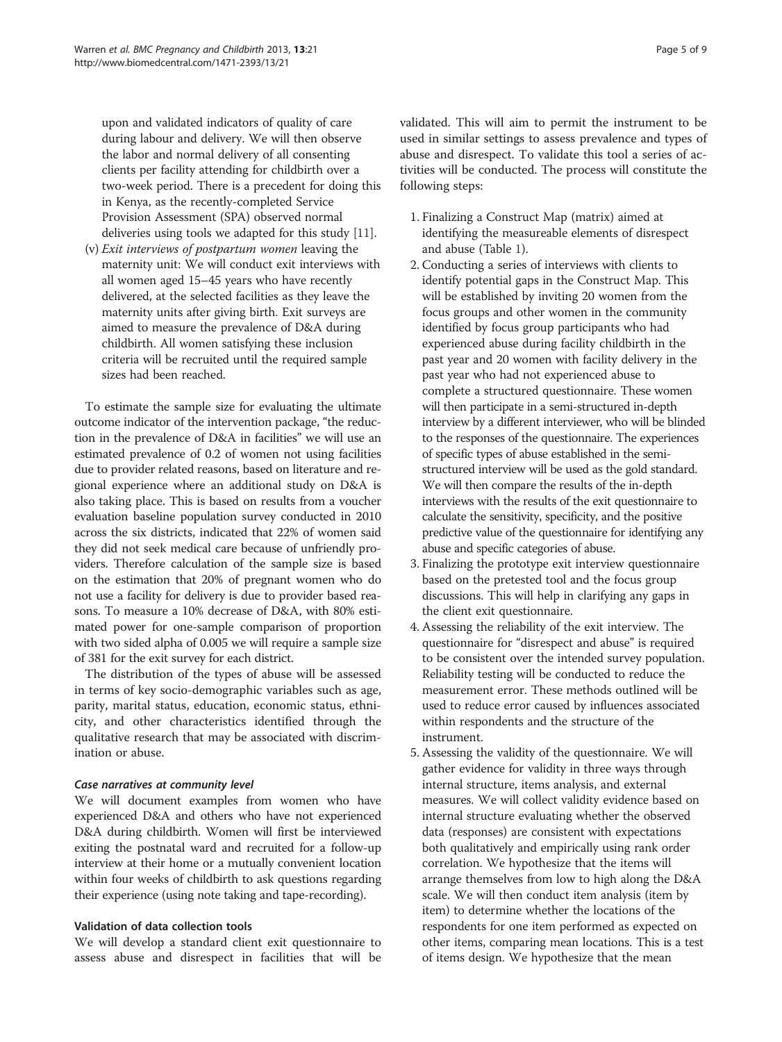upon and validated indicators of quality of care during labour and delivery. We will then observe the labor and normal delivery of all consenting clients per facility attending for childbirth over a two-week period. There is a precedent for doing this in Kenya, as the recently-completed Service Provision Assessment (SPA) observed normal deliveries using tools we adapted for this study [11].

(v) *Exit interviews of postpartum women* leaving the maternity unit: We will conduct exit interviews with all women aged 15–45 years who have recently delivered, at the selected facilities as they leave the maternity units after giving birth. Exit surveys are aimed to measure the prevalence of D&A during childbirth. All women satisfying these inclusion criteria will be recruited until the required sample sizes had been reached.

To estimate the sample size for evaluating the ultimate outcome indicator of the intervention package, "the reduction in the prevalence of D&A in facilities" we will use an estimated prevalence of 0.2 of women not using facilities due to provider related reasons, based on literature and regional experience where an additional study on D&A is also taking place. This is based on results from a voucher evaluation baseline population survey conducted in 2010 across the six districts, indicated that 22% of women said they did not seek medical care because of unfriendly providers. Therefore calculation of the sample size is based on the estimation that 20% of pregnant women who do not use a facility for delivery is due to provider based reasons. To measure a 10% decrease of D&A, with 80% estimated power for one-sample comparison of proportion with two sided alpha of 0.005 we will require a sample size of 381 for the exit survey for each district.

The distribution of the types of abuse will be assessed in terms of key socio-demographic variables such as age, parity, marital status, education, economic status, ethnicity, and other characteristics identified through the qualitative research that may be associated with discrimination or abuse.

#### *Case narratives at community level*

We will document examples from women who have experienced D&A and others who have not experienced D&A during childbirth. Women will first be interviewed exiting the postnatal ward and recruited for a follow-up interview at their home or a mutually convenient location within four weeks of childbirth to ask questions regarding their experience (using note taking and tape-recording).

### Validation of data collection tools

We will develop a standard client exit questionnaire to assess abuse and disrespect in facilities that will be validated. This will aim to permit the instrument to be used in similar settings to assess prevalence and types of abuse and disrespect. To validate this tool a series of activities will be conducted. The process will constitute the following steps:

1. Finalizing a Construct Map (matrix) aimed at identifying the measureable elements of disrespect and abuse (Table 1).
2. Conducting a series of interviews with clients to identify potential gaps in the Construct Map. This will be established by inviting 20 women from the focus groups and other women in the community identified by focus group participants who had experienced abuse during facility childbirth in the past year and 20 women with facility delivery in the past year who had not experienced abuse to complete a structured questionnaire. These women will then participate in a semi-structured in-depth interview by a different interviewer, who will be blinded to the responses of the questionnaire. The experiences of specific types of abuse established in the semi-structured interview will be used as the gold standard. We will then compare the results of the in-depth interviews with the results of the exit questionnaire to calculate the sensitivity, specificity, and the positive predictive value of the questionnaire for identifying any abuse and specific categories of abuse.
3. Finalizing the prototype exit interview questionnaire based on the pretested tool and the focus group discussions. This will help in clarifying any gaps in the client exit questionnaire.
4. Assessing the reliability of the exit interview. The questionnaire for "disrespect and abuse" is required to be consistent over the intended survey population. Reliability testing will be conducted to reduce the measurement error. These methods outlined will be used to reduce error caused by influences associated within respondents and the structure of the instrument.
5. Assessing the validity of the questionnaire. We will gather evidence for validity in three ways through internal structure, items analysis, and external measures. We will collect validity evidence based on internal structure evaluating whether the observed data (responses) are consistent with expectations both qualitatively and empirically using rank order correlation. We hypothesize that the items will arrange themselves from low to high along the D&A scale. We will then conduct item analysis (item by item) to determine whether the locations of the respondents for one item performed as expected on other items, comparing mean locations. This is a test of items design. We hypothesize that the mean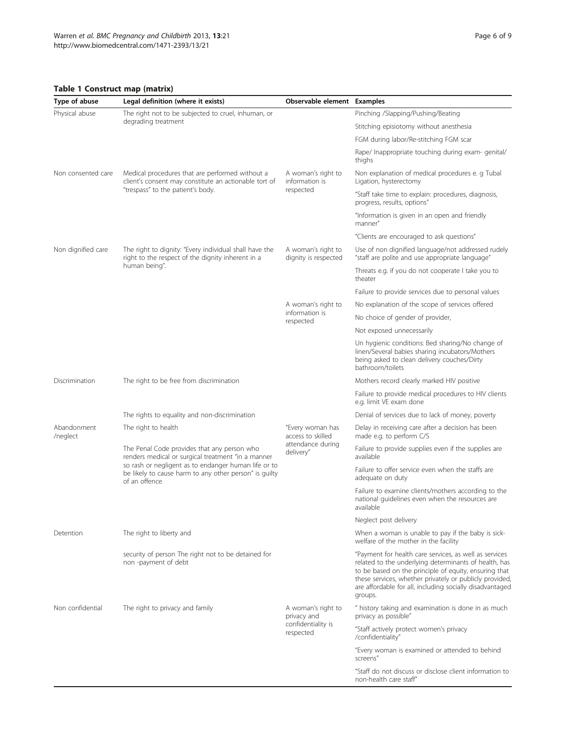**Table 1 Construct map (matrix)**

| Type of abuse | Legal definition (where it exists) | Observable element | Examples |
|---|---|---|---|
| Physical abuse | The right not to be subjected to cruel, inhuman, or degrading treatment | | Pinching /Slapping/Pushing/Beating |
| | | | Stitching episiotomy without anesthesia |
| | | | FGM during labor/Re-stitching FGM scar |
| | | | Rape/ Inappropriate touching during exam- genital/ thighs |
| Non consented care | Medical procedures that are performed without a client's consent may constitute an actionable tort of "trespass" to the patient's body. | A woman's right to information is respected | Non explanation of medical procedures e. g Tubal Ligation, hysterectomy |
| | | | "Staff take time to explain: procedures, diagnosis, progress, results, options" |
| | | | "Information is given in an open and friendly manner" |
| | | | "Clients are encouraged to ask questions" |
| Non dignified care | The right to dignity: "Every individual shall have the right to the respect of the dignity inherent in a human being". | A woman's right to dignity is respected | Use of non dignified language/not addressed rudely "staff are polite and use appropriate language" |
| | | | Threats e.g. if you do not cooperate I take you to theater |
| | | | Failure to provide services due to personal values |
| | | A woman's right to information is respected | No explanation of the scope of services offered |
| | | | No choice of gender of provider, |
| | | | Not exposed unnecessarily |
| | | | Un hygienic conditions: Bed sharing/No change of linen/Several babies sharing incubators/Mothers being asked to clean delivery couches/Dirty bathroom/toilets |
| Discrimination | The right to be free from discrimination | | Mothers record clearly marked HIV positive |
| | | | Failure to provide medical procedures to HIV clients e.g. limit VE exam done |
| | The rights to equality and non-discrimination | | Denial of services due to lack of money, poverty |
| Abandonment /neglect | The right to health | "Every woman has access to skilled attendance during delivery" | Delay in receiving care after a decision has been made e.g. to perform C/S |
| | The Penal Code provides that any person who renders medical or surgical treatment "in a manner so rash or negligent as to endanger human life or to be likely to cause harm to any other person" is guilty of an offence | | Failure to provide supplies even if the supplies are available |
| | | | Failure to offer service even when the staffs are adequate on duty |
| | | | Failure to examine clients/mothers according to the national guidelines even when the resources are available |
| | | | Neglect post delivery |
| Detention | The right to liberty and | | When a woman is unable to pay if the baby is sick-welfare of the mother in the facility |
| | security of person The right not to be detained for non -payment of debt | | "Payment for health care services, as well as services related to the underlying determinants of health, has to be based on the principle of equity, ensuring that these services, whether privately or publicly provided, are affordable for all, including socially disadvantaged groups. |
| Non confidential | The right to privacy and family | A woman's right to privacy and confidentiality is respected | " history taking and examination is done in as much privacy as possible" |
| | | | "Staff actively protect women's privacy /confidentiality" |
| | | | "Every woman is examined or attended to behind screens" |
| | | | "Staff do not discuss or disclose client information to non-health care staff" |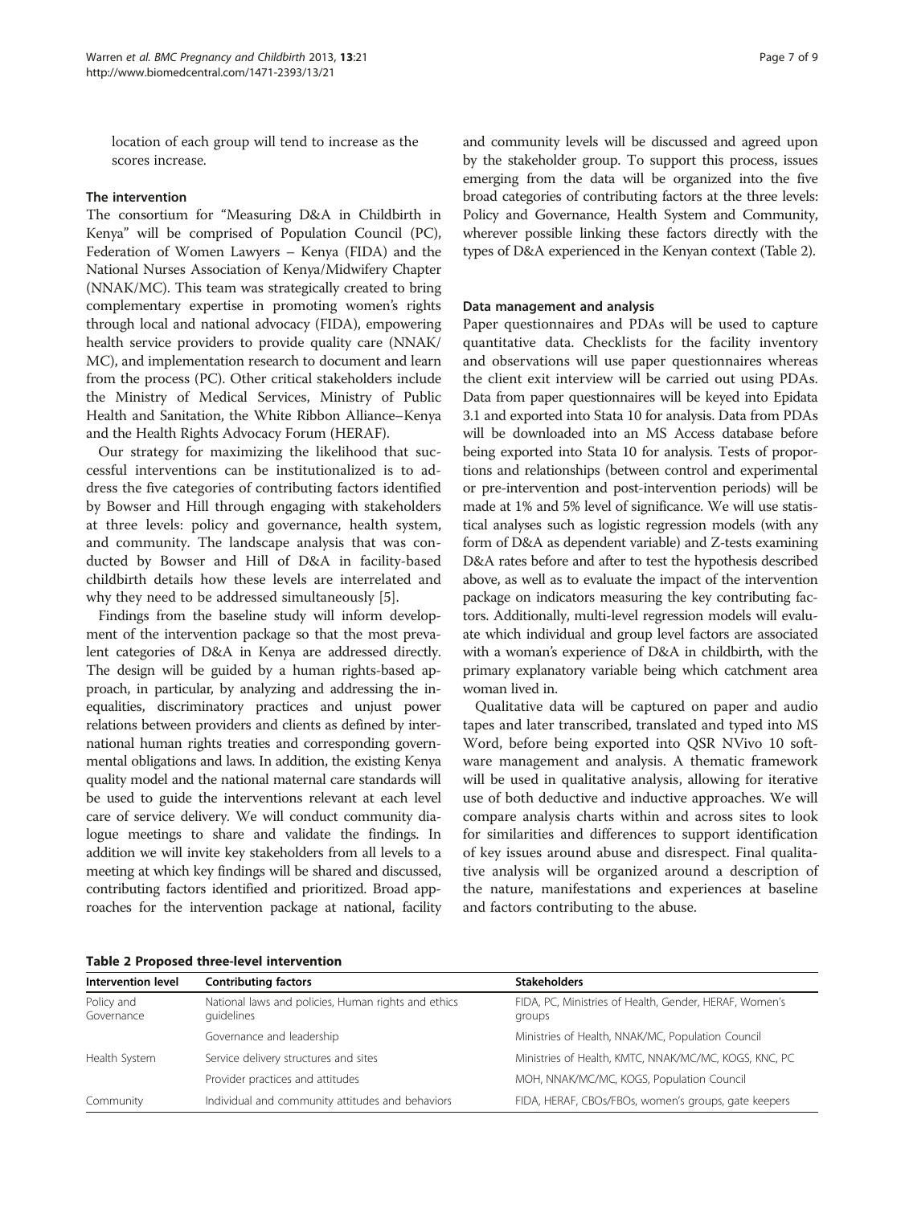location of each group will tend to increase as the scores increase.

### The intervention

The consortium for "Measuring D&A in Childbirth in Kenya" will be comprised of Population Council (PC), Federation of Women Lawyers – Kenya (FIDA) and the National Nurses Association of Kenya/Midwifery Chapter (NNAK/MC). This team was strategically created to bring complementary expertise in promoting women's rights through local and national advocacy (FIDA), empowering health service providers to provide quality care (NNAK/MC), and implementation research to document and learn from the process (PC). Other critical stakeholders include the Ministry of Medical Services, Ministry of Public Health and Sanitation, the White Ribbon Alliance–Kenya and the Health Rights Advocacy Forum (HERAF).

Our strategy for maximizing the likelihood that successful interventions can be institutionalized is to address the five categories of contributing factors identified by Bowser and Hill through engaging with stakeholders at three levels: policy and governance, health system, and community. The landscape analysis that was conducted by Bowser and Hill of D&A in facility-based childbirth details how these levels are interrelated and why they need to be addressed simultaneously [5].

Findings from the baseline study will inform development of the intervention package so that the most prevalent categories of D&A in Kenya are addressed directly. The design will be guided by a human rights-based approach, in particular, by analyzing and addressing the inequalities, discriminatory practices and unjust power relations between providers and clients as defined by international human rights treaties and corresponding governmental obligations and laws. In addition, the existing Kenya quality model and the national maternal care standards will be used to guide the interventions relevant at each level care of service delivery. We will conduct community dialogue meetings to share and validate the findings. In addition we will invite key stakeholders from all levels to a meeting at which key findings will be shared and discussed, contributing factors identified and prioritized. Broad approaches for the intervention package at national, facility and community levels will be discussed and agreed upon by the stakeholder group. To support this process, issues emerging from the data will be organized into the five broad categories of contributing factors at the three levels: Policy and Governance, Health System and Community, wherever possible linking these factors directly with the types of D&A experienced in the Kenyan context (Table 2).

### Data management and analysis

Paper questionnaires and PDAs will be used to capture quantitative data. Checklists for the facility inventory and observations will use paper questionnaires whereas the client exit interview will be carried out using PDAs. Data from paper questionnaires will be keyed into Epidata 3.1 and exported into Stata 10 for analysis. Data from PDAs will be downloaded into an MS Access database before being exported into Stata 10 for analysis. Tests of proportions and relationships (between control and experimental or pre-intervention and post-intervention periods) will be made at 1% and 5% level of significance. We will use statistical analyses such as logistic regression models (with any form of D&A as dependent variable) and Z-tests examining D&A rates before and after to test the hypothesis described above, as well as to evaluate the impact of the intervention package on indicators measuring the key contributing factors. Additionally, multi-level regression models will evaluate which individual and group level factors are associated with a woman's experience of D&A in childbirth, with the primary explanatory variable being which catchment area woman lived in.

Qualitative data will be captured on paper and audio tapes and later transcribed, translated and typed into MS Word, before being exported into QSR NVivo 10 software management and analysis. A thematic framework will be used in qualitative analysis, allowing for iterative use of both deductive and inductive approaches. We will compare analysis charts within and across sites to look for similarities and differences to support identification of key issues around abuse and disrespect. Final qualitative analysis will be organized around a description of the nature, manifestations and experiences at baseline and factors contributing to the abuse.

**Table 2 Proposed three-level intervention**

| Intervention level | Contributing factors | Stakeholders |
|---|---|---|
| Policy and Governance | National laws and policies, Human rights and ethics guidelines | FIDA, PC, Ministries of Health, Gender, HERAF, Women's groups |
| | Governance and leadership | Ministries of Health, NNAK/MC, Population Council |
| Health System | Service delivery structures and sites | Ministries of Health, KMTC, NNAK/MC/MC, KOGS, KNC, PC |
| | Provider practices and attitudes | MOH, NNAK/MC/MC, KOGS, Population Council |
| Community | Individual and community attitudes and behaviors | FIDA, HERAF, CBOs/FBOs, women's groups, gate keepers |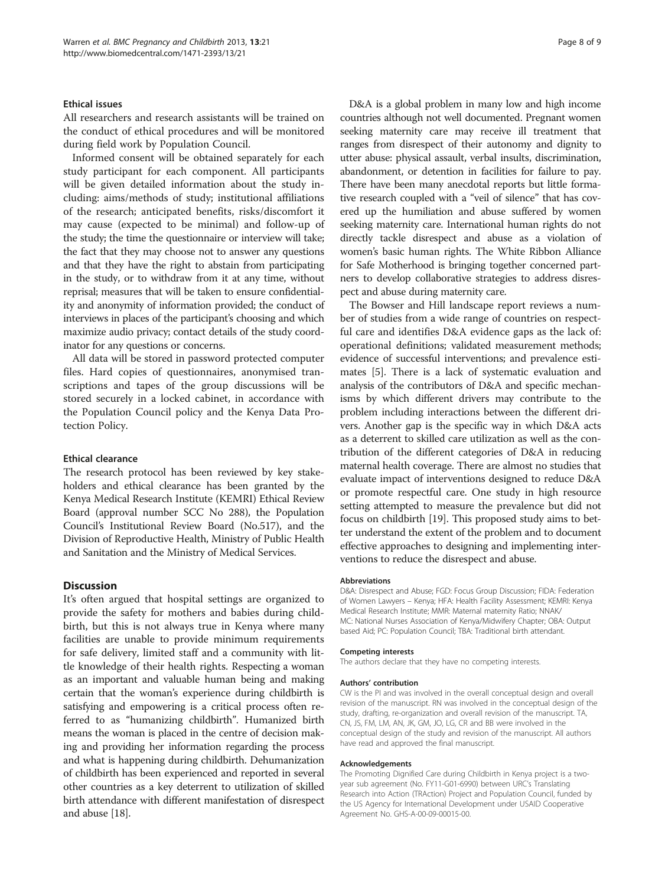### Ethical issues

All researchers and research assistants will be trained on the conduct of ethical procedures and will be monitored during field work by Population Council.

Informed consent will be obtained separately for each study participant for each component. All participants will be given detailed information about the study including: aims/methods of study; institutional affiliations of the research; anticipated benefits, risks/discomfort it may cause (expected to be minimal) and follow-up of the study; the time the questionnaire or interview will take; the fact that they may choose not to answer any questions and that they have the right to abstain from participating in the study, or to withdraw from it at any time, without reprisal; measures that will be taken to ensure confidentiality and anonymity of information provided; the conduct of interviews in places of the participant's choosing and which maximize audio privacy; contact details of the study coordinator for any questions or concerns.

All data will be stored in password protected computer files. Hard copies of questionnaires, anonymised transcriptions and tapes of the group discussions will be stored securely in a locked cabinet, in accordance with the Population Council policy and the Kenya Data Protection Policy.

### Ethical clearance

The research protocol has been reviewed by key stakeholders and ethical clearance has been granted by the Kenya Medical Research Institute (KEMRI) Ethical Review Board (approval number SCC No 288), the Population Council's Institutional Review Board (No.517), and the Division of Reproductive Health, Ministry of Public Health and Sanitation and the Ministry of Medical Services.

## Discussion

It's often argued that hospital settings are organized to provide the safety for mothers and babies during childbirth, but this is not always true in Kenya where many facilities are unable to provide minimum requirements for safe delivery, limited staff and a community with little knowledge of their health rights. Respecting a woman as an important and valuable human being and making certain that the woman's experience during childbirth is satisfying and empowering is a critical process often referred to as "humanizing childbirth". Humanized birth means the woman is placed in the centre of decision making and providing her information regarding the process and what is happening during childbirth. Dehumanization of childbirth has been experienced and reported in several other countries as a key deterrent to utilization of skilled birth attendance with different manifestation of disrespect and abuse [18].

D&A is a global problem in many low and high income countries although not well documented. Pregnant women seeking maternity care may receive ill treatment that ranges from disrespect of their autonomy and dignity to utter abuse: physical assault, verbal insults, discrimination, abandonment, or detention in facilities for failure to pay. There have been many anecdotal reports but little formative research coupled with a "veil of silence" that has covered up the humiliation and abuse suffered by women seeking maternity care. International human rights do not directly tackle disrespect and abuse as a violation of women's basic human rights. The White Ribbon Alliance for Safe Motherhood is bringing together concerned partners to develop collaborative strategies to address disrespect and abuse during maternity care.

The Bowser and Hill landscape report reviews a number of studies from a wide range of countries on respectful care and identifies D&A evidence gaps as the lack of: operational definitions; validated measurement methods; evidence of successful interventions; and prevalence estimates [5]. There is a lack of systematic evaluation and analysis of the contributors of D&A and specific mechanisms by which different drivers may contribute to the problem including interactions between the different drivers. Another gap is the specific way in which D&A acts as a deterrent to skilled care utilization as well as the contribution of the different categories of D&A in reducing maternal health coverage. There are almost no studies that evaluate impact of interventions designed to reduce D&A or promote respectful care. One study in high resource setting attempted to measure the prevalence but did not focus on childbirth [19]. This proposed study aims to better understand the extent of the problem and to document effective approaches to designing and implementing interventions to reduce the disrespect and abuse.

#### Abbreviations

D&A: Disrespect and Abuse; FGD: Focus Group Discussion; FIDA: Federation of Women Lawyers – Kenya; HFA: Health Facility Assessment; KEMRI: Kenya Medical Research Institute; MMR: Maternal maternity Ratio; NNAK/MC: National Nurses Association of Kenya/Midwifery Chapter; OBA: Output based Aid; PC: Population Council; TBA: Traditional birth attendant.

#### Competing interests

The authors declare that they have no competing interests.

#### Authors' contribution

CW is the PI and was involved in the overall conceptual design and overall revision of the manuscript. RN was involved in the conceptual design of the study, drafting, re-organization and overall revision of the manuscript. TA, CN, JS, FM, LM, AN, JK, GM, JO, LG, CR and BB were involved in the conceptual design of the study and revision of the manuscript. All authors have read and approved the final manuscript.

#### Acknowledgements

The Promoting Dignified Care during Childbirth in Kenya project is a two-year sub agreement (No. FY11-G01-6990) between URC's Translating Research into Action (TRAction) Project and Population Council, funded by the US Agency for International Development under USAID Cooperative Agreement No. GHS-A-00-09-00015-00.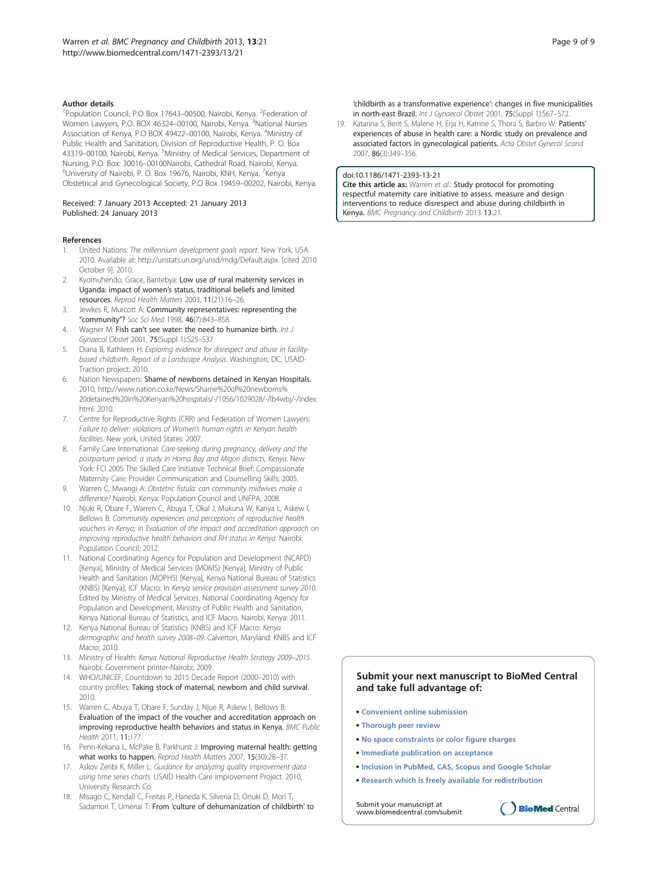## Author details

[1]Population Council, P.O Box 17643–00500, Nairobi, Kenya. [2]Federation of Women Lawyers, P.O. BOX 46324–00100, Nairobi, Kenya. [3]National Nurses Association of Kenya, P.O BOX 49422–00100, Nairobi, Kenya. [4]Ministry of Public Health and Sanitation, Division of Reproductive Health, P. O. Box 43319–00100, Nairobi, Kenya. [5]Ministry of Medical Services, Department of Nursing, P.O. Box: 30016–00100Nairobi, Cathedral Road, Nairobi, Kenya. [6]University of Nairobi, P. O. Box 19676, Nairobi, KNH, Kenya. [7]Kenya Obstetrical and Gynecological Society, P.O Box 19459–00202, Nairobi, Kenya.

Received: 7 January 2013 Accepted: 21 January 2013
Published: 24 January 2013

## References

1. United Nations: *The millennium development goals report*. New York, USA: 2010. Available at: http://unstats.un.org/unsd/mdg/Default.aspx. [cited 2010 October 9]. 2010.
2. Kyomuhendo, Grace, Bantebya: **Low use of rural maternity services in Uganda: impact of women's status, traditional beliefs and limited resources.** *Reprod Health Matters* 2003, **11**(21):16–26.
3. Jewkes R, Murcott A: **Community representatives: representing the "community"?** *Soc Sci Med* 1998, **46**(7):843–858.
4. Wagner M: **Fish can't see water: the need to humanize birth.** *Int J Gynaecol Obstet* 2001, **75**(Suppl 1):S25–S37.
5. Diana B, Kathleen H: *Exploring evidence for disrespect and abuse in facility-based childbirth. Report of a Landscape Analysis*. Washington, DC: USAID-Traction project; 2010.
6. Nation Newspapers: **Shame of newborns detained in Kenyan Hospitals.** 2010, http://www.nation.co.ke/News/Shame%20of%20newborns%20detained%20in%20Kenyan%20hospitals/-/1056/1029028/-/lb4wbj/-/index.html. 2010.
7. Centre for Reproductive Rights (CRR) and Federation of Women Lawyers: *Failure to deliver: violations of Women's human rights in Kenyan health facilities*. New york, United States: 2007.
8. Family Care International: *Care-seeking during pregnancy, delivery and the postpartum period: a study in Homa Bay and Migori districts, Kenya*. New York: FCI 2005 The Skilled Care Initiative Technical Brief: Compassionate Maternity Care: Provider Communication and Counselling Skills; 2005.
9. Warren C, Mwangi A: *Obstetric fistula: can community midwives make a difference?* Nairobi, Kenya: Population Council and UNFPA; 2008.
10. Njuki R, Obare F, Warren C, Abuya T, Okal J, Mukuna W, Kanya L, Askew I, Bellows B: *Community experiences and perceptions of reproductive health vouchers in Kenya; in Evaluation of the impact and accreditation approach on improving reproductive health behaviors and RH status in Kenya*. Nairobi: Population Council; 2012.
11. National Coordinating Agency for Population and Development (NCAPD) [Kenya], Ministry of Medical Services (MOMS) [Kenya], Ministry of Public Health and Sanitation (MOPHS) [Kenya], Kenya National Bureau of Statistics (KNBS) [Kenya], ICF Macro: In *Kenya service provision assessment survey 2010*. Edited by Ministry of Medical Services. National Coordinating Agency for Population and Development, Ministry of Public Health and Sanitation, Kenya National Bureau of Statistics, and ICF Macro. Nairobi, Kenya: 2011.
12. Kenya National Bureau of Statistics (KNBS) and ICF Macro: *Kenya demographic and health survey 2008–09*. Calverton, Maryland: KNBS and ICF Macro; 2010.
13. Ministry of Health: *Kenya National Reproductive Health Strategy 2009–2015*. Nairobi: Government printer-Nairobi; 2009.
14. WHO/UNICEF, Countdown to 2015 Decade Report (2000–2010) with country profiles: **Taking stock of maternal, newborn and child survival.** 2010.
15. Warren C, Abuya T, Obare F, Sunday J, Njue R, Askew I, Bellows B: **Evaluation of the impact of the voucher and accreditation approach on improving reproductive health behaviors and status in Kenya.** *BMC Public Health* 2011, **11**:177.
16. Penn-Kekana L, McPake B, Parkhurst J: **Improving maternal health: getting what works to happen.** *Reprod Health Matters* 2007, **15**(30):28–37.
17. Askov Zeribi K, Miller L: *Guidance for analyzing quality improvement data using time series charts*. USAID Health Care Improvement Project. 2010, University Research Co.
18. Misago C, Kendall C, Freitas P, Haneda K, Silveria D, Onuki D, Mori T, Sadamori T, Umenai T: **From 'culture of dehumanization of childbirth' to 'childbirth as a transformative experience': changes in five municipalities in north-east Brazil.** *Int J Gynaecol Obstet* 2001, **75**(Suppl 1):S67–S72.
19. Katarina S, Berit S, Malene H, Erja H, Katrine S, Thora S, Barbro W: **Patients' experiences of abuse in health care: a Nordic study on prevalence and associated factors in gynecological patients.** *Acta Obstet Gynecol Scand* 2007, **86**(3):349–356.

doi:10.1186/1471-2393-13-21
**Cite this article as:** Warren *et al.*: Study protocol for promoting respectful maternity care initiative to assess, measure and design interventions to reduce disrespect and abuse during childbirth in Kenya. *BMC Pregnancy and Childbirth* 2013 **13**:21.

**Submit your next manuscript to BioMed Central and take full advantage of:**

- **Convenient online submission**
- **Thorough peer review**
- **No space constraints or color figure charges**
- **Immediate publication on acceptance**
- **Inclusion in PubMed, CAS, Scopus and Google Scholar**
- **Research which is freely available for redistribution**

Submit your manuscript at
www.biomedcentral.com/submit